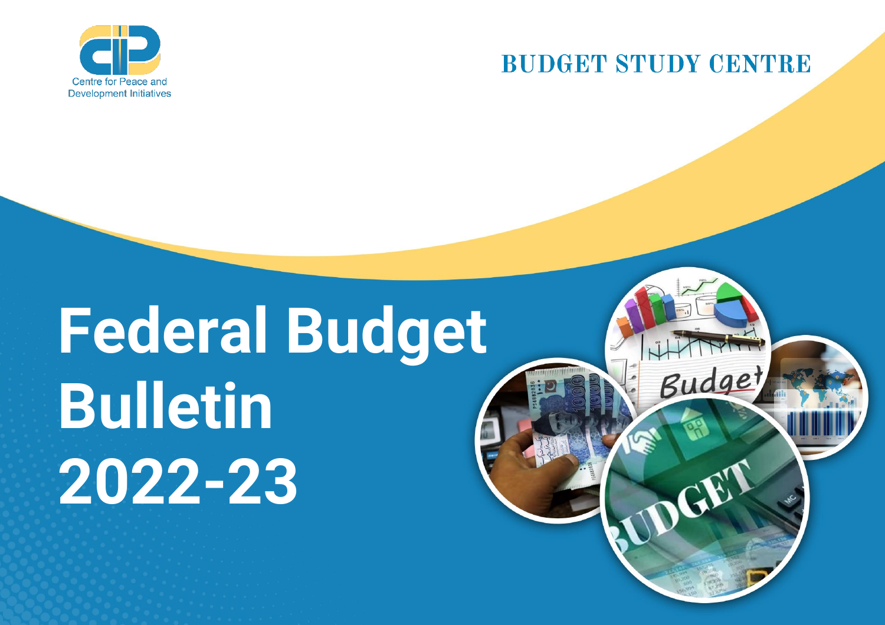Centre for Peace and Development Initiatives

BUDGET STUDY CENTRE

# Federal Budget Bulletin 2022-23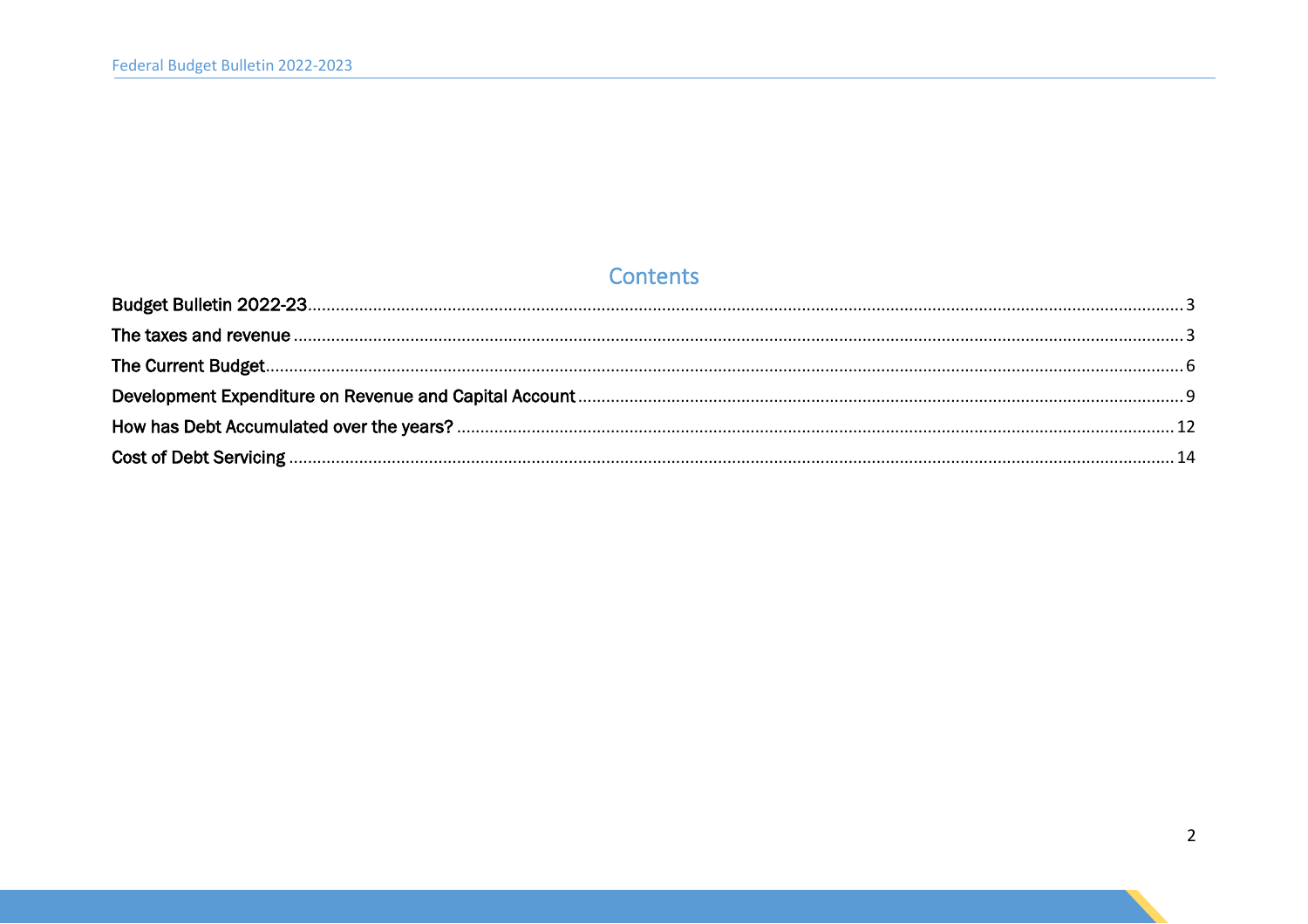## Contents

Budget Bulletin 2022-23 .......... 3

The taxes and revenue .......... 3

The Current Budget .......... 6

Development Expenditure on Revenue and Capital Account .......... 9

How has Debt Accumulated over the years? .......... 12

Cost of Debt Servicing .......... 14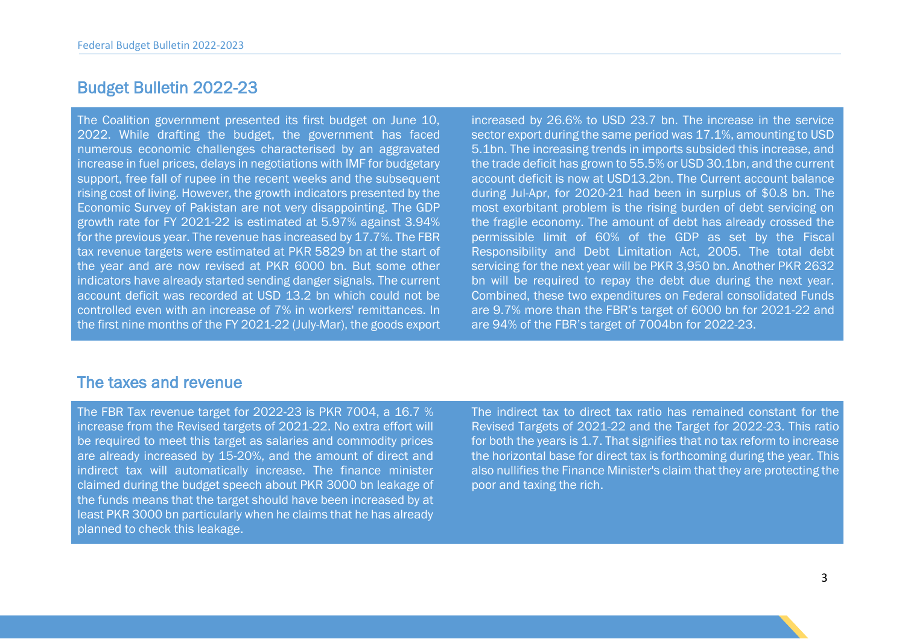## Budget Bulletin 2022-23

The Coalition government presented its first budget on June 10, 2022. While drafting the budget, the government has faced numerous economic challenges characterised by an aggravated increase in fuel prices, delays in negotiations with IMF for budgetary support, free fall of rupee in the recent weeks and the subsequent rising cost of living. However, the growth indicators presented by the Economic Survey of Pakistan are not very disappointing. The GDP growth rate for FY 2021-22 is estimated at 5.97% against 3.94% for the previous year. The revenue has increased by 17.7%. The FBR tax revenue targets were estimated at PKR 5829 bn at the start of the year and are now revised at PKR 6000 bn. But some other indicators have already started sending danger signals. The current account deficit was recorded at USD 13.2 bn which could not be controlled even with an increase of 7% in workers' remittances. In the first nine months of the FY 2021-22 (July-Mar), the goods export increased by 26.6% to USD 23.7 bn. The increase in the service sector export during the same period was 17.1%, amounting to USD 5.1bn. The increasing trends in imports subsided this increase, and the trade deficit has grown to 55.5% or USD 30.1bn, and the current account deficit is now at USD13.2bn. The Current account balance during Jul-Apr, for 2020-21 had been in surplus of $0.8 bn. The most exorbitant problem is the rising burden of debt servicing on the fragile economy. The amount of debt has already crossed the permissible limit of 60% of the GDP as set by the Fiscal Responsibility and Debt Limitation Act, 2005. The total debt servicing for the next year will be PKR 3,950 bn. Another PKR 2632 bn will be required to repay the debt due during the next year. Combined, these two expenditures on Federal consolidated Funds are 9.7% more than the FBR's target of 6000 bn for 2021-22 and are 94% of the FBR's target of 7004bn for 2022-23.

## The taxes and revenue

The FBR Tax revenue target for 2022-23 is PKR 7004, a 16.7 % increase from the Revised targets of 2021-22. No extra effort will be required to meet this target as salaries and commodity prices are already increased by 15-20%, and the amount of direct and indirect tax will automatically increase. The finance minister claimed during the budget speech about PKR 3000 bn leakage of the funds means that the target should have been increased by at least PKR 3000 bn particularly when he claims that he has already planned to check this leakage.

The indirect tax to direct tax ratio has remained constant for the Revised Targets of 2021-22 and the Target for 2022-23. This ratio for both the years is 1.7. That signifies that no tax reform to increase the horizontal base for direct tax is forthcoming during the year. This also nullifies the Finance Minister's claim that they are protecting the poor and taxing the rich.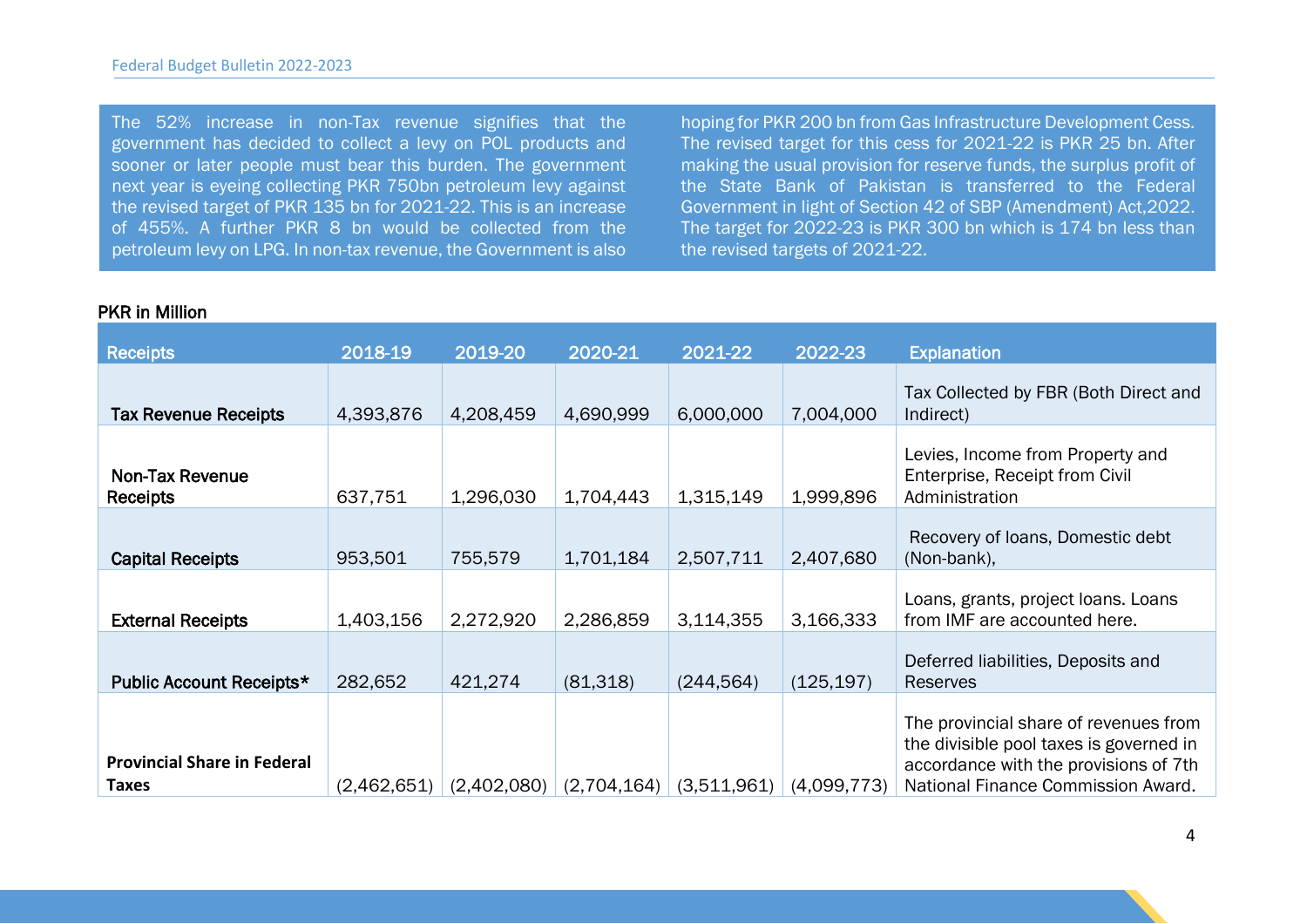The 52% increase in non-Tax revenue signifies that the government has decided to collect a levy on POL products and sooner or later people must bear this burden. The government next year is eyeing collecting PKR 750bn petroleum levy against the revised target of PKR 135 bn for 2021-22. This is an increase of 455%. A further PKR 8 bn would be collected from the petroleum levy on LPG. In non-tax revenue, the Government is also hoping for PKR 200 bn from Gas Infrastructure Development Cess. The revised target for this cess for 2021-22 is PKR 25 bn. After making the usual provision for reserve funds, the surplus profit of the State Bank of Pakistan is transferred to the Federal Government in light of Section 42 of SBP (Amendment) Act,2022. The target for 2022-23 is PKR 300 bn which is 174 bn less than the revised targets of 2021-22.

**PKR in Million**

| Receipts | 2018-19 | 2019-20 | 2020-21 | 2021-22 | 2022-23 | Explanation |
|---|---|---|---|---|---|---|
| **Tax Revenue Receipts** | 4,393,876 | 4,208,459 | 4,690,999 | 6,000,000 | 7,004,000 | Tax Collected by FBR (Both Direct and Indirect) |
| **Non-Tax Revenue Receipts** | 637,751 | 1,296,030 | 1,704,443 | 1,315,149 | 1,999,896 | Levies, Income from Property and Enterprise, Receipt from Civil Administration |
| **Capital Receipts** | 953,501 | 755,579 | 1,701,184 | 2,507,711 | 2,407,680 | Recovery of loans, Domestic debt (Non-bank), |
| **External Receipts** | 1,403,156 | 2,272,920 | 2,286,859 | 3,114,355 | 3,166,333 | Loans, grants, project loans. Loans from IMF are accounted here. |
| **Public Account Receipts*** | 282,652 | 421,274 | (81,318) | (244,564) | (125,197) | Deferred liabilities, Deposits and Reserves |
| **Provincial Share in Federal Taxes** | (2,462,651) | (2,402,080) | (2,704,164) | (3,511,961) | (4,099,773) | The provincial share of revenues from the divisible pool taxes is governed in accordance with the provisions of 7th National Finance Commission Award. |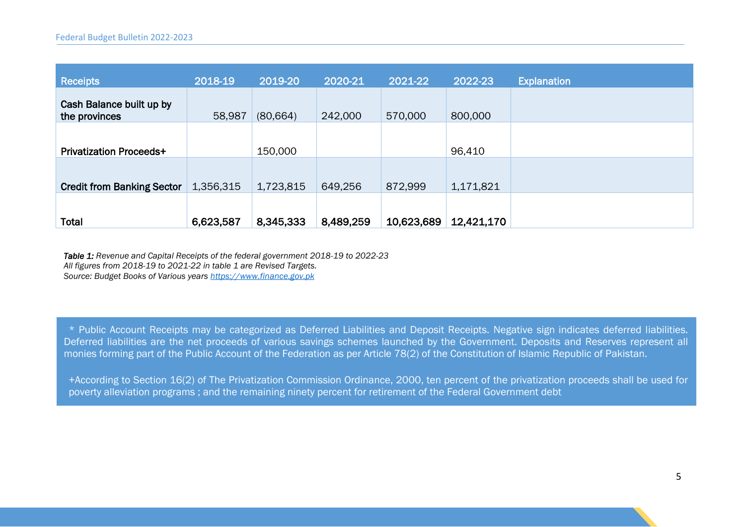| Receipts | 2018-19 | 2019-20 | 2020-21 | 2021-22 | 2022-23 | Explanation |
|---|---|---|---|---|---|---|
| Cash Balance built up by the provinces | 58,987 | (80,664) | 242,000 | 570,000 | 800,000 | |
| Privatization Proceeds+ | | 150,000 | | | 96,410 | |
| Credit from Banking Sector | 1,356,315 | 1,723,815 | 649,256 | 872,999 | 1,171,821 | |
| **Total** | **6,623,587** | **8,345,333** | **8,489,259** | **10,623,689** | **12,421,170** | |

***Table 1:*** *Revenue and Capital Receipts of the federal government 2018-19 to 2022-23*
*All figures from 2018-19 to 2021-22 in table 1 are Revised Targets.*
*Source: Budget Books of Various years [https://www.finance.gov.pk](https://www.finance.gov.pk)*

\* Public Account Receipts may be categorized as Deferred Liabilities and Deposit Receipts. Negative sign indicates deferred liabilities. Deferred liabilities are the net proceeds of various savings schemes launched by the Government. Deposits and Reserves represent all monies forming part of the Public Account of the Federation as per Article 78(2) of the Constitution of Islamic Republic of Pakistan.

+According to Section 16(2) of The Privatization Commission Ordinance, 2000, ten percent of the privatization proceeds shall be used for poverty alleviation programs ; and the remaining ninety percent for retirement of the Federal Government debt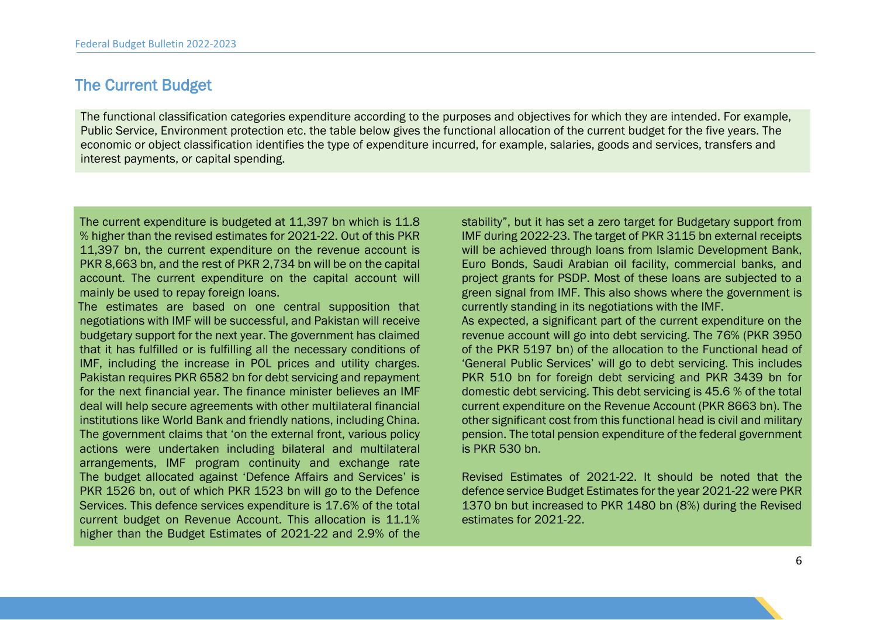## The Current Budget

The functional classification categories expenditure according to the purposes and objectives for which they are intended. For example, Public Service, Environment protection etc. the table below gives the functional allocation of the current budget for the five years. The economic or object classification identifies the type of expenditure incurred, for example, salaries, goods and services, transfers and interest payments, or capital spending.

The current expenditure is budgeted at 11,397 bn which is 11.8 % higher than the revised estimates for 2021-22. Out of this PKR 11,397 bn, the current expenditure on the revenue account is PKR 8,663 bn, and the rest of PKR 2,734 bn will be on the capital account. The current expenditure on the capital account will mainly be used to repay foreign loans.

The estimates are based on one central supposition that negotiations with IMF will be successful, and Pakistan will receive budgetary support for the next year. The government has claimed that it has fulfilled or is fulfilling all the necessary conditions of IMF, including the increase in POL prices and utility charges. Pakistan requires PKR 6582 bn for debt servicing and repayment for the next financial year. The finance minister believes an IMF deal will help secure agreements with other multilateral financial institutions like World Bank and friendly nations, including China. The government claims that 'on the external front, various policy actions were undertaken including bilateral and multilateral arrangements, IMF program continuity and exchange rate stability", but it has set a zero target for Budgetary support from IMF during 2022-23. The target of PKR 3115 bn external receipts will be achieved through loans from Islamic Development Bank, Euro Bonds, Saudi Arabian oil facility, commercial banks, and project grants for PSDP. Most of these loans are subjected to a green signal from IMF. This also shows where the government is currently standing in its negotiations with the IMF.

As expected, a significant part of the current expenditure on the revenue account will go into debt servicing. The 76% (PKR 3950 of the PKR 5197 bn) of the allocation to the Functional head of 'General Public Services' will go to debt servicing. This includes PKR 510 bn for foreign debt servicing and PKR 3439 bn for domestic debt servicing. This debt servicing is 45.6 % of the total current expenditure on the Revenue Account (PKR 8663 bn). The other significant cost from this functional head is civil and military pension. The total pension expenditure of the federal government is PKR 530 bn.

The budget allocated against 'Defence Affairs and Services' is PKR 1526 bn, out of which PKR 1523 bn will go to the Defence Services. This defence services expenditure is 17.6% of the total current budget on Revenue Account. This allocation is 11.1% higher than the Budget Estimates of 2021-22 and 2.9% of the

Revised Estimates of 2021-22. It should be noted that the defence service Budget Estimates for the year 2021-22 were PKR 1370 bn but increased to PKR 1480 bn (8%) during the Revised estimates for 2021-22.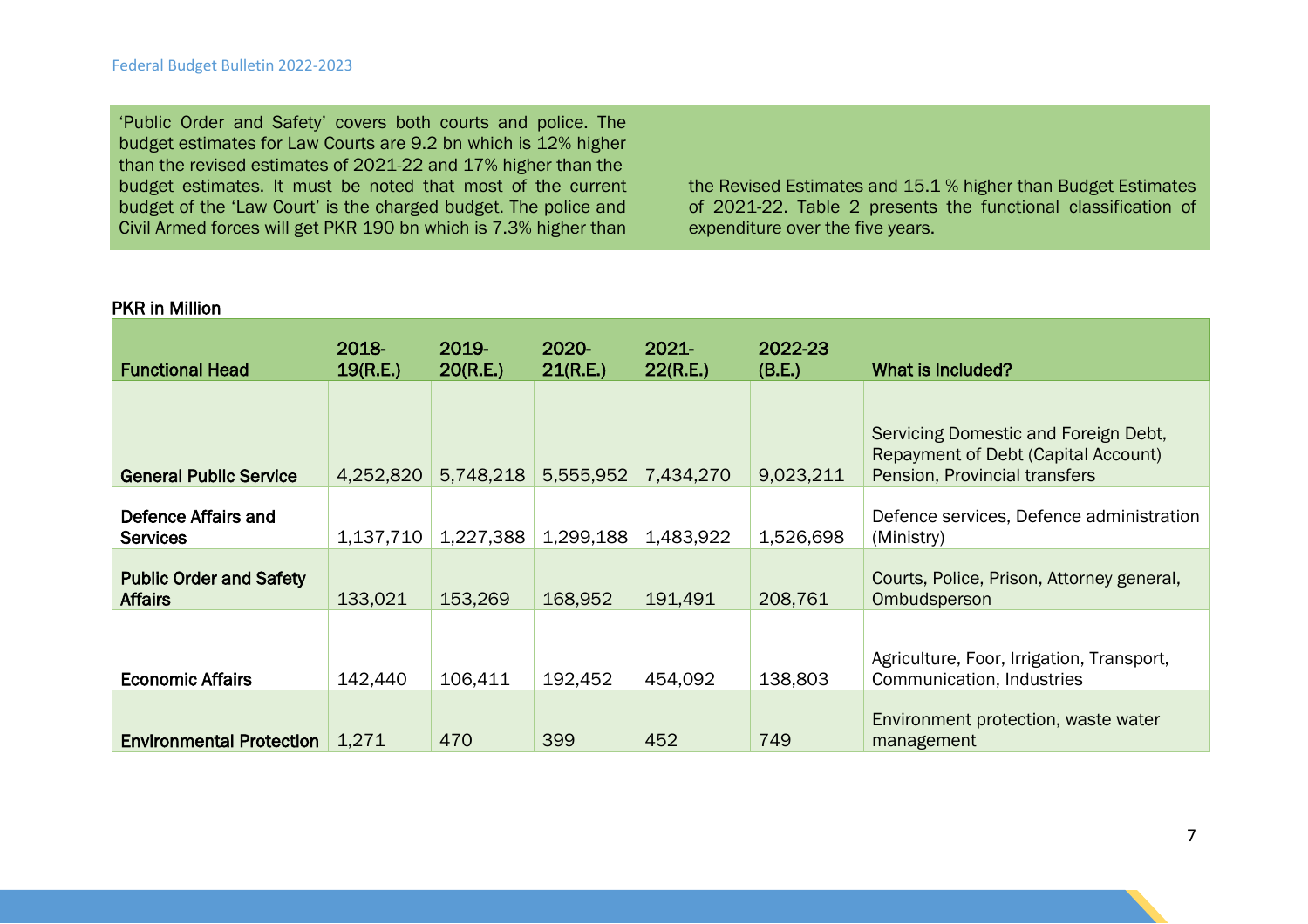'Public Order and Safety' covers both courts and police. The budget estimates for Law Courts are 9.2 bn which is 12% higher than the revised estimates of 2021-22 and 17% higher than the budget estimates. It must be noted that most of the current budget of the 'Law Court' is the charged budget. The police and Civil Armed forces will get PKR 190 bn which is 7.3% higher than the Revised Estimates and 15.1 % higher than Budget Estimates of 2021-22. Table 2 presents the functional classification of expenditure over the five years.

PKR in Million

| Functional Head | 2018-19(R.E.) | 2019-20(R.E.) | 2020-21(R.E.) | 2021-22(R.E.) | 2022-23 (B.E.) | What is Included? |
|---|---|---|---|---|---|---|
| **General Public Service** | 4,252,820 | 5,748,218 | 5,555,952 | 7,434,270 | 9,023,211 | Servicing Domestic and Foreign Debt, Repayment of Debt (Capital Account) Pension, Provincial transfers |
| **Defence Affairs and Services** | 1,137,710 | 1,227,388 | 1,299,188 | 1,483,922 | 1,526,698 | Defence services, Defence administration (Ministry) |
| **Public Order and Safety Affairs** | 133,021 | 153,269 | 168,952 | 191,491 | 208,761 | Courts, Police, Prison, Attorney general, Ombudsperson |
| **Economic Affairs** | 142,440 | 106,411 | 192,452 | 454,092 | 138,803 | Agriculture, Foor, Irrigation, Transport, Communication, Industries |
| **Environmental Protection** | 1,271 | 470 | 399 | 452 | 749 | Environment protection, waste water management |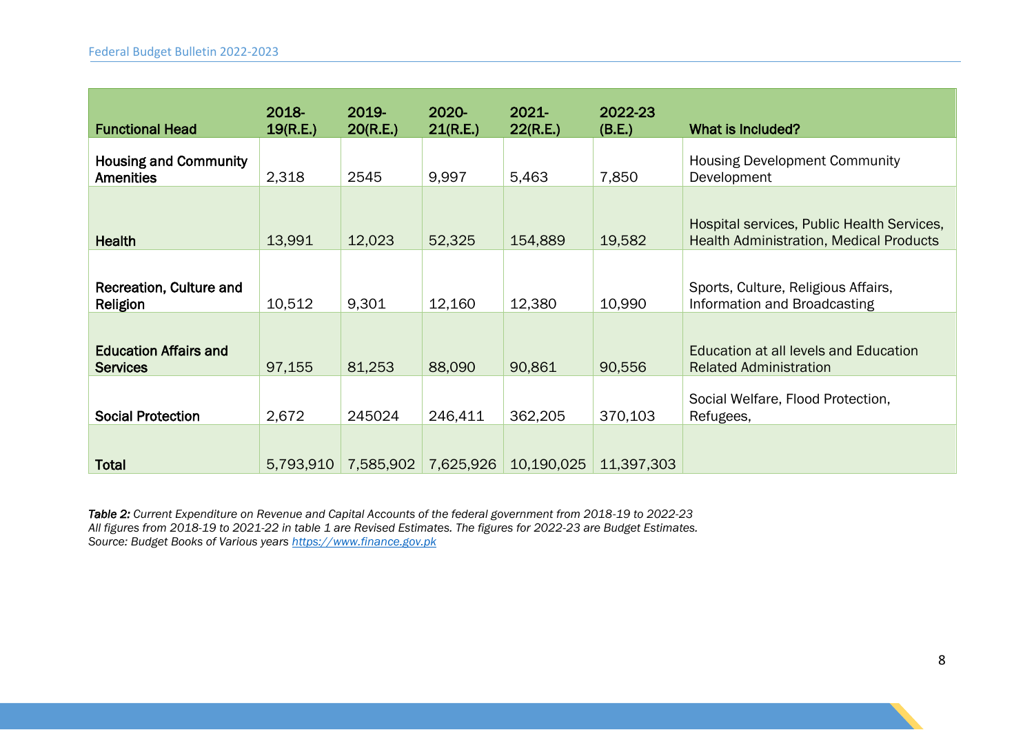| Functional Head | 2018-19(R.E.) | 2019-20(R.E.) | 2020-21(R.E.) | 2021-22(R.E.) | 2022-23 (B.E.) | What is Included? |
|---|---|---|---|---|---|---|
| **Housing and Community Amenities** | 2,318 | 2545 | 9,997 | 5,463 | 7,850 | Housing Development Community Development |
| **Health** | 13,991 | 12,023 | 52,325 | 154,889 | 19,582 | Hospital services, Public Health Services, Health Administration, Medical Products |
| **Recreation, Culture and Religion** | 10,512 | 9,301 | 12,160 | 12,380 | 10,990 | Sports, Culture, Religious Affairs, Information and Broadcasting |
| **Education Affairs and Services** | 97,155 | 81,253 | 88,090 | 90,861 | 90,556 | Education at all levels and Education Related Administration |
| **Social Protection** | 2,672 | 245024 | 246,411 | 362,205 | 370,103 | Social Welfare, Flood Protection, Refugees, |
| **Total** | 5,793,910 | 7,585,902 | 7,625,926 | 10,190,025 | 11,397,303 | |

***Table 2:*** *Current Expenditure on Revenue and Capital Accounts of the federal government from 2018-19 to 2022-23*
*All figures from 2018-19 to 2021-22 in table 1 are Revised Estimates. The figures for 2022-23 are Budget Estimates.*
*Source: Budget Books of Various years https://www.finance.gov.pk*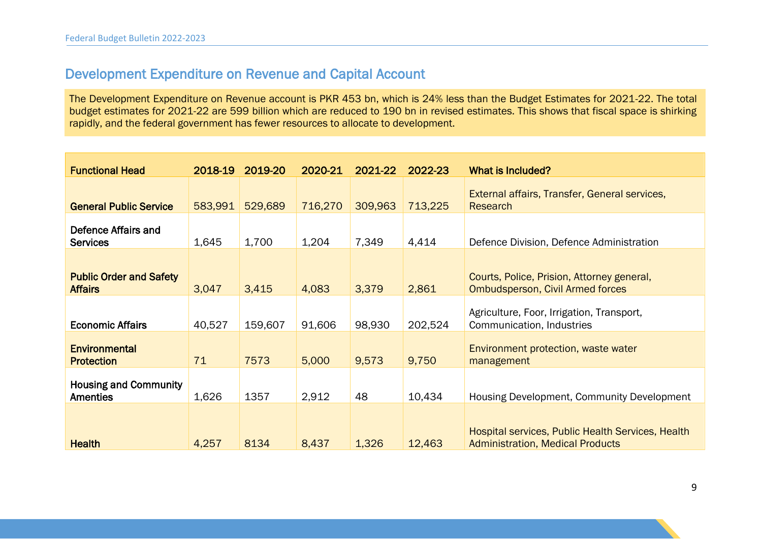## Development Expenditure on Revenue and Capital Account

The Development Expenditure on Revenue account is PKR 453 bn, which is 24% less than the Budget Estimates for 2021-22. The total budget estimates for 2021-22 are 599 billion which are reduced to 190 bn in revised estimates. This shows that fiscal space is shirking rapidly, and the federal government has fewer resources to allocate to development.

| Functional Head | 2018-19 | 2019-20 | 2020-21 | 2021-22 | 2022-23 | What is Included? |
|---|---|---|---|---|---|---|
| **General Public Service** | 583,991 | 529,689 | 716,270 | 309,963 | 713,225 | External affairs, Transfer, General services, Research |
| **Defence Affairs and Services** | 1,645 | 1,700 | 1,204 | 7,349 | 4,414 | Defence Division, Defence Administration |
| **Public Order and Safety Affairs** | 3,047 | 3,415 | 4,083 | 3,379 | 2,861 | Courts, Police, Prision, Attorney general, Ombudsperson, Civil Armed forces |
| **Economic Affairs** | 40,527 | 159,607 | 91,606 | 98,930 | 202,524 | Agriculture, Foor, Irrigation, Transport, Communication, Industries |
| **Environmental Protection** | 71 | 7573 | 5,000 | 9,573 | 9,750 | Environment protection, waste water management |
| **Housing and Community Amenties** | 1,626 | 1357 | 2,912 | 48 | 10,434 | Housing Development, Community Development |
| **Health** | 4,257 | 8134 | 8,437 | 1,326 | 12,463 | Hospital services, Public Health Services, Health Administration, Medical Products |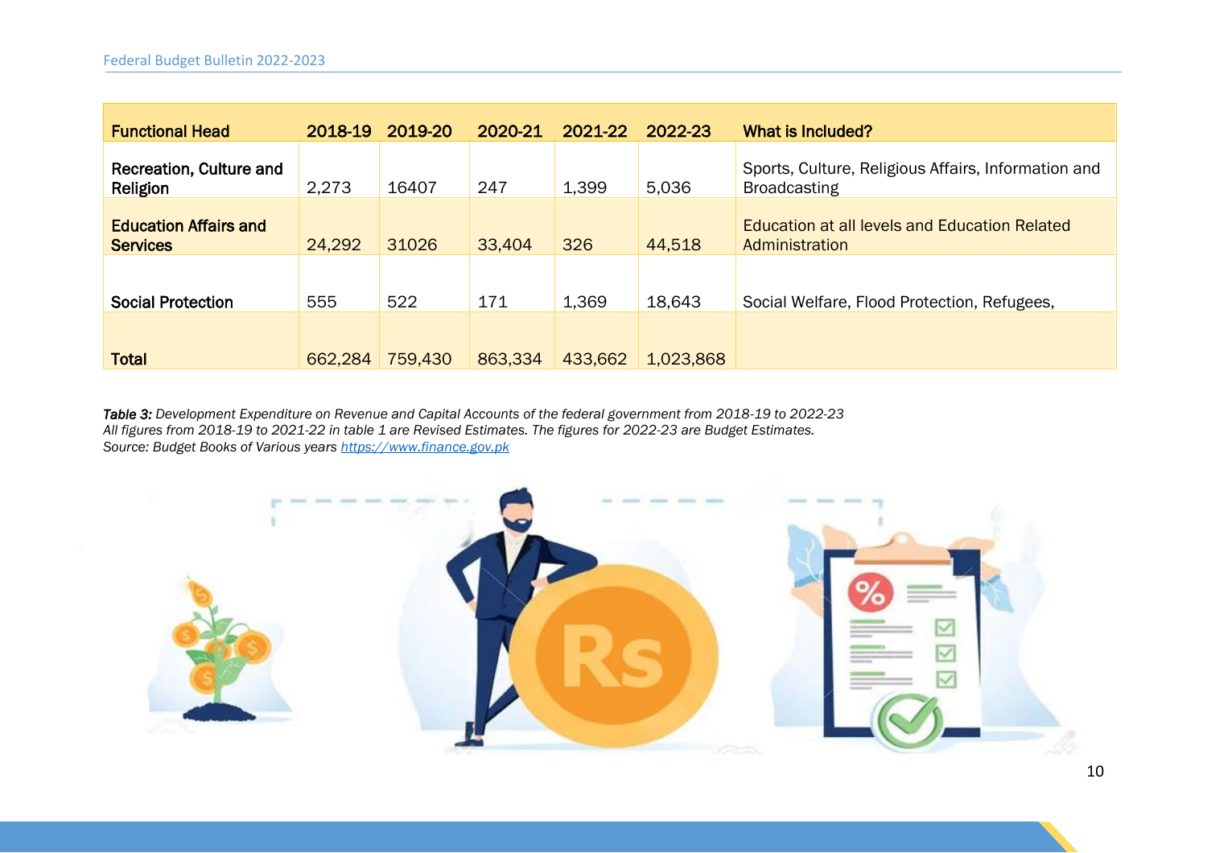| Functional Head | 2018-19 | 2019-20 | 2020-21 | 2021-22 | 2022-23 | What is Included? |
|---|---|---|---|---|---|---|
| Recreation, Culture and Religion | 2,273 | 16407 | 247 | 1,399 | 5,036 | Sports, Culture, Religious Affairs, Information and Broadcasting |
| Education Affairs and Services | 24,292 | 31026 | 33,404 | 326 | 44,518 | Education at all levels and Education Related Administration |
| Social Protection | 555 | 522 | 171 | 1,369 | 18,643 | Social Welfare, Flood Protection, Refugees, |
| Total | 662,284 | 759,430 | 863,334 | 433,662 | 1,023,868 | |

***Table 3:*** *Development Expenditure on Revenue and Capital Accounts of the federal government from 2018-19 to 2022-23*
*All figures from 2018-19 to 2021-22 in table 1 are Revised Estimates. The figures for 2022-23 are Budget Estimates.*
*Source: Budget Books of Various years https://www.finance.gov.pk*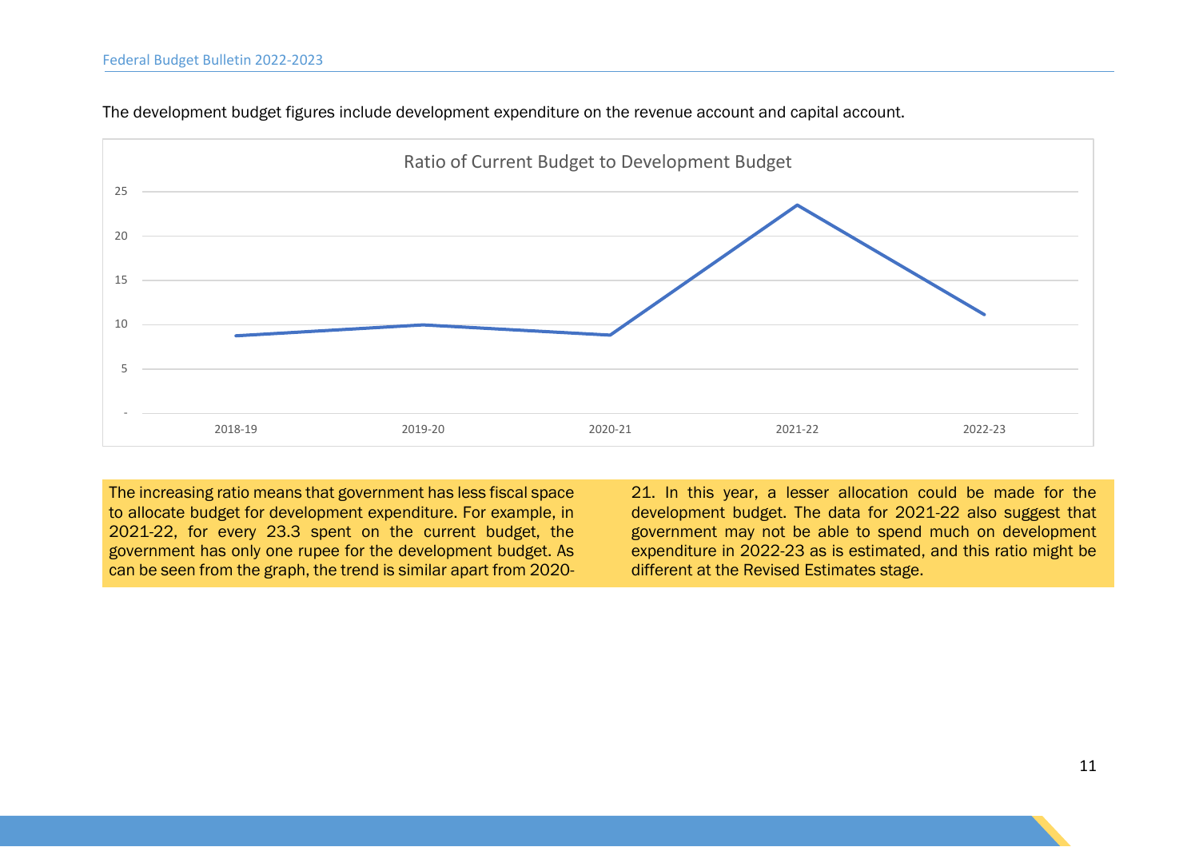The development budget figures include development expenditure on the revenue account and capital account.

Ratio of Current Budget to Development Budget

The increasing ratio means that government has less fiscal space to allocate budget for development expenditure. For example, in 2021-22, for every 23.3 spent on the current budget, the government has only one rupee for the development budget. As can be seen from the graph, the trend is similar apart from 2020-21. In this year, a lesser allocation could be made for the development budget. The data for 2021-22 also suggest that government may not be able to spend much on development expenditure in 2022-23 as is estimated, and this ratio might be different at the Revised Estimates stage.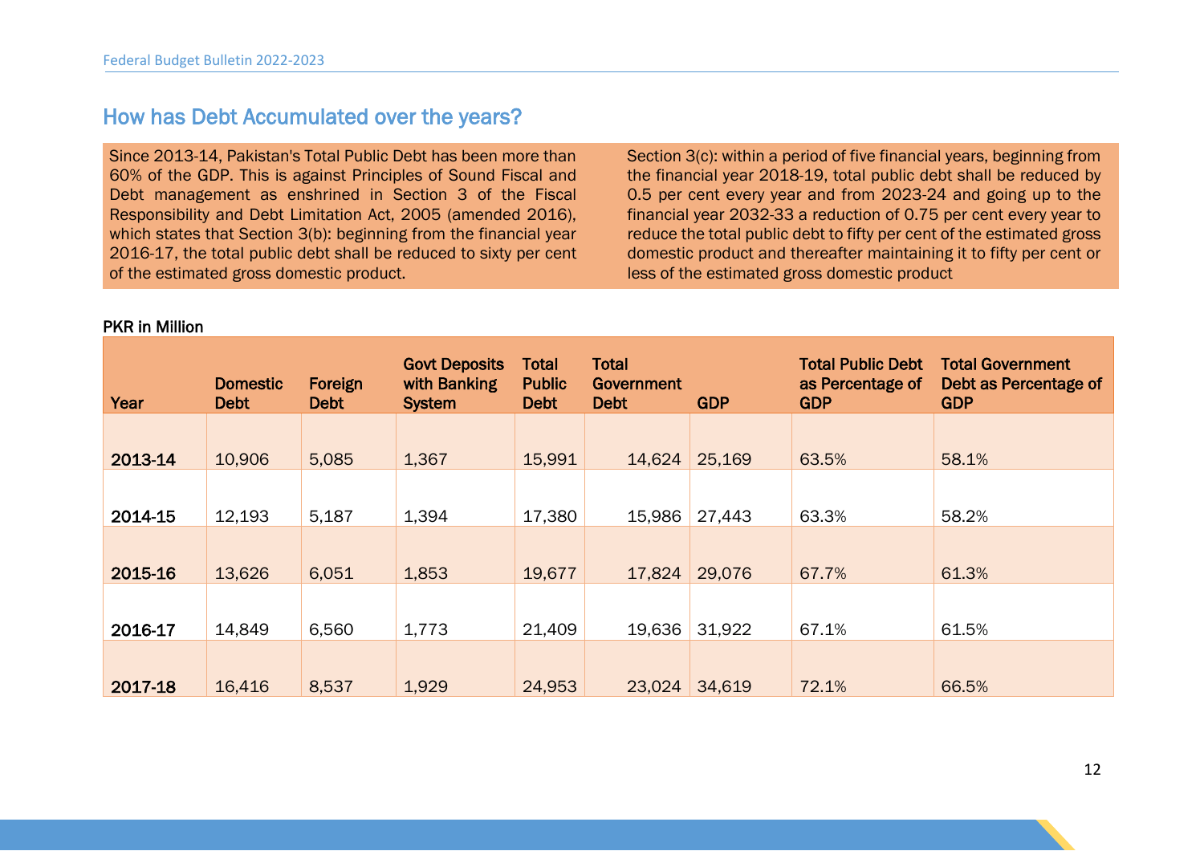## How has Debt Accumulated over the years?

Since 2013-14, Pakistan's Total Public Debt has been more than 60% of the GDP. This is against Principles of Sound Fiscal and Debt management as enshrined in Section 3 of the Fiscal Responsibility and Debt Limitation Act, 2005 (amended 2016), which states that Section 3(b): beginning from the financial year 2016-17, the total public debt shall be reduced to sixty per cent of the estimated gross domestic product.

Section 3(c): within a period of five financial years, beginning from the financial year 2018-19, total public debt shall be reduced by 0.5 per cent every year and from 2023-24 and going up to the financial year 2032-33 a reduction of 0.75 per cent every year to reduce the total public debt to fifty per cent of the estimated gross domestic product and thereafter maintaining it to fifty per cent or less of the estimated gross domestic product

**PKR in Million**

| Year | Domestic Debt | Foreign Debt | Govt Deposits with Banking System | Total Public Debt | Total Government Debt | GDP | Total Public Debt as Percentage of GDP | Total Government Debt as Percentage of GDP |
|---|---|---|---|---|---|---|---|---|
| **2013-14** | 10,906 | 5,085 | 1,367 | 15,991 | 14,624 | 25,169 | 63.5% | 58.1% |
| **2014-15** | 12,193 | 5,187 | 1,394 | 17,380 | 15,986 | 27,443 | 63.3% | 58.2% |
| **2015-16** | 13,626 | 6,051 | 1,853 | 19,677 | 17,824 | 29,076 | 67.7% | 61.3% |
| **2016-17** | 14,849 | 6,560 | 1,773 | 21,409 | 19,636 | 31,922 | 67.1% | 61.5% |
| **2017-18** | 16,416 | 8,537 | 1,929 | 24,953 | 23,024 | 34,619 | 72.1% | 66.5% |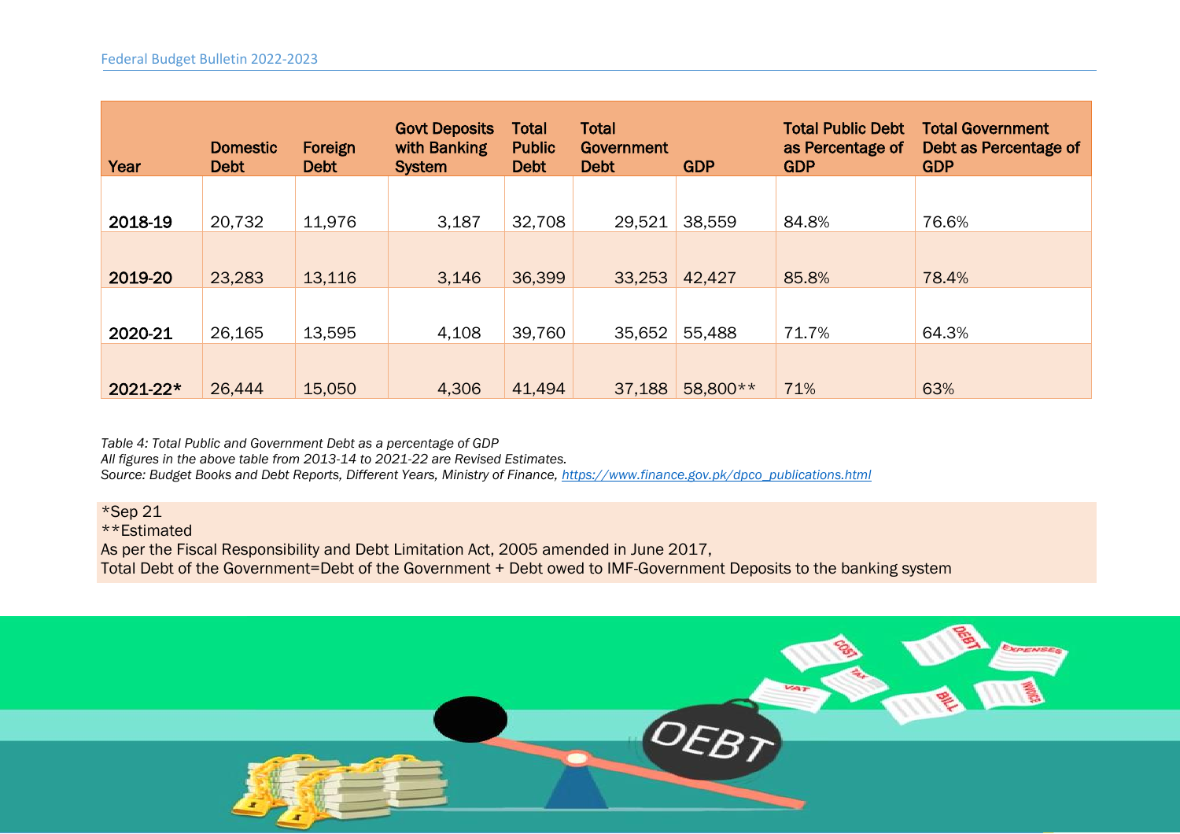| Year | Domestic Debt | Foreign Debt | Govt Deposits with Banking System | Total Public Debt | Total Government Debt | GDP | Total Public Debt as Percentage of GDP | Total Government Debt as Percentage of GDP |
|---|---|---|---|---|---|---|---|---|
| **2018-19** | 20,732 | 11,976 | 3,187 | 32,708 | 29,521 | 38,559 | 84.8% | 76.6% |
| **2019-20** | 23,283 | 13,116 | 3,146 | 36,399 | 33,253 | 42,427 | 85.8% | 78.4% |
| **2020-21** | 26,165 | 13,595 | 4,108 | 39,760 | 35,652 | 55,488 | 71.7% | 64.3% |
| **2021-22*** | 26,444 | 15,050 | 4,306 | 41,494 | 37,188 | 58,800** | 71% | 63% |

*Table 4: Total Public and Government Debt as a percentage of GDP*
*All figures in the above table from 2013-14 to 2021-22 are Revised Estimates.*
*Source: Budget Books and Debt Reports, Different Years, Ministry of Finance, https://www.finance.gov.pk/dpco_publications.html*

*Sep 21
**Estimated
As per the Fiscal Responsibility and Debt Limitation Act, 2005 amended in June 2017,
Total Debt of the Government=Debt of the Government + Debt owed to IMF-Government Deposits to the banking system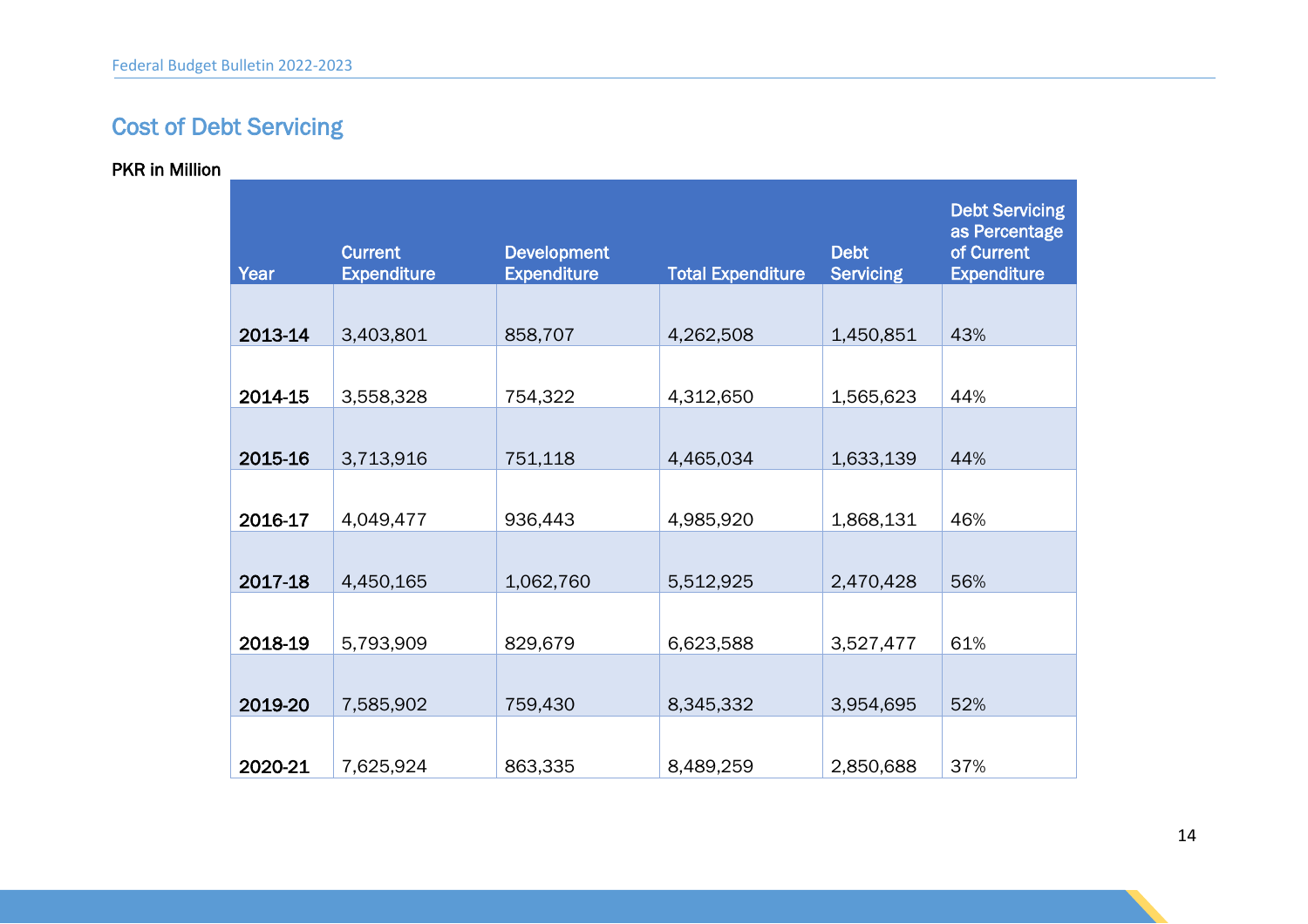## Cost of Debt Servicing

**PKR in Million**

| Year | Current Expenditure | Development Expenditure | Total Expenditure | Debt Servicing | Debt Servicing as Percentage of Current Expenditure |
|---|---|---|---|---|---|
| **2013-14** | 3,403,801 | 858,707 | 4,262,508 | 1,450,851 | 43% |
| **2014-15** | 3,558,328 | 754,322 | 4,312,650 | 1,565,623 | 44% |
| **2015-16** | 3,713,916 | 751,118 | 4,465,034 | 1,633,139 | 44% |
| **2016-17** | 4,049,477 | 936,443 | 4,985,920 | 1,868,131 | 46% |
| **2017-18** | 4,450,165 | 1,062,760 | 5,512,925 | 2,470,428 | 56% |
| **2018-19** | 5,793,909 | 829,679 | 6,623,588 | 3,527,477 | 61% |
| **2019-20** | 7,585,902 | 759,430 | 8,345,332 | 3,954,695 | 52% |
| **2020-21** | 7,625,924 | 863,335 | 8,489,259 | 2,850,688 | 37% |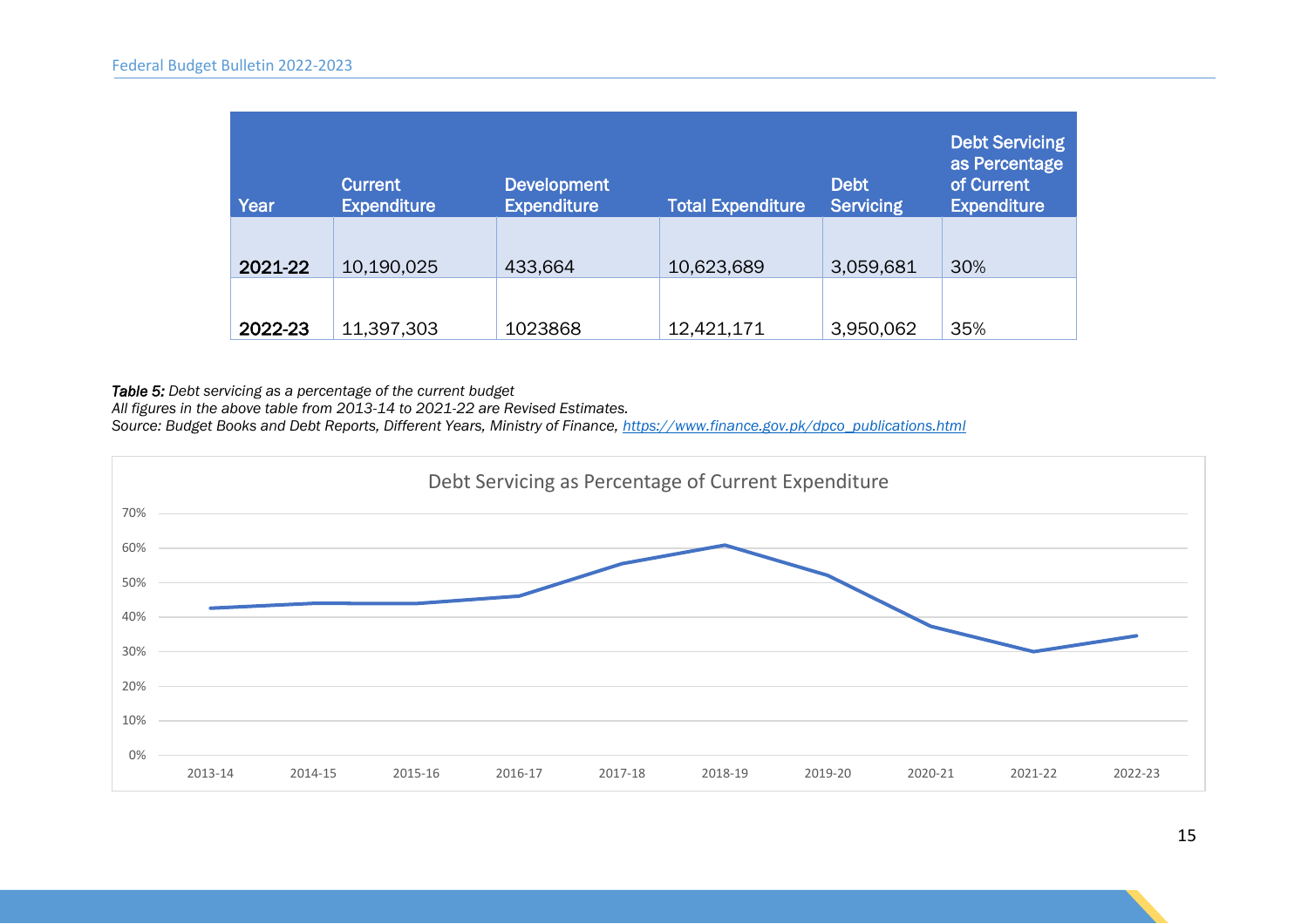| Year | Current Expenditure | Development Expenditure | Total Expenditure | Debt Servicing | Debt Servicing as Percentage of Current Expenditure |
|---|---|---|---|---|---|
| **2021-22** | 10,190,025 | 433,664 | 10,623,689 | 3,059,681 | 30% |
| **2022-23** | 11,397,303 | 1023868 | 12,421,171 | 3,950,062 | 35% |

*Table 5: Debt servicing as a percentage of the current budget*
*All figures in the above table from 2013-14 to 2021-22 are Revised Estimates.*
*Source: Budget Books and Debt Reports, Different Years, Ministry of Finance, https://www.finance.gov.pk/dpco_publications.html*

Debt Servicing as Percentage of Current Expenditure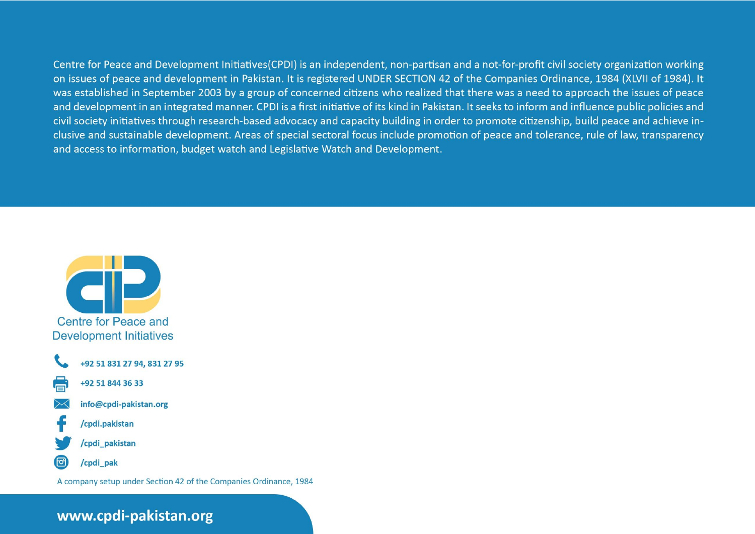Centre for Peace and Development Initiatives(CPDI) is an independent, non-partisan and a not-for-profit civil society organization working on issues of peace and development in Pakistan. It is registered UNDER SECTION 42 of the Companies Ordinance, 1984 (XLVII of 1984). It was established in September 2003 by a group of concerned citizens who realized that there was a need to approach the issues of peace and development in an integrated manner. CPDI is a first initiative of its kind in Pakistan. It seeks to inform and influence public policies and civil society initiatives through research-based advocacy and capacity building in order to promote citizenship, build peace and achieve inclusive and sustainable development. Areas of special sectoral focus include promotion of peace and tolerance, rule of law, transparency and access to information, budget watch and Legislative Watch and Development.

Centre for Peace and Development Initiatives

+92 51 831 27 94, 831 27 95

+92 51 844 36 33

info@cpdi-pakistan.org

/cpdi.pakistan

/cpdi_pakistan

/cpdi_pak

A company setup under Section 42 of the Companies Ordinance, 1984

www.cpdi-pakistan.org